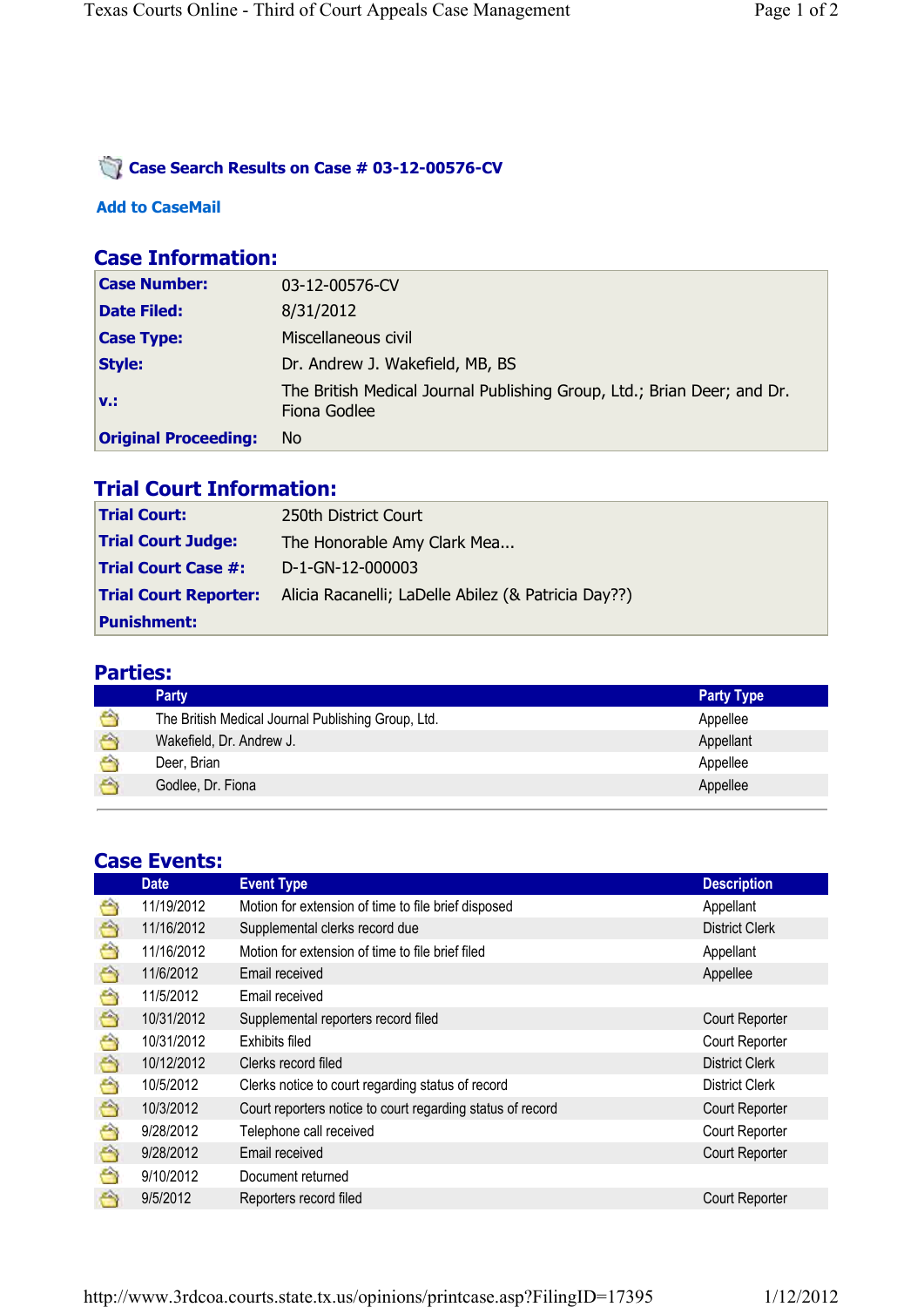## Case Search Results on Case # 03-12-00576-CV

Add to CaseMail

## Case Information:

| | |
|---|---|
| **Case Number:** | 03-12-00576-CV |
| **Date Filed:** | 8/31/2012 |
| **Case Type:** | Miscellaneous civil |
| **Style:** | Dr. Andrew J. Wakefield, MB, BS |
| **v.:** | The British Medical Journal Publishing Group, Ltd.; Brian Deer; and Dr. Fiona Godlee |
| **Original Proceeding:** | No |

## Trial Court Information:

| | |
|---|---|
| **Trial Court:** | 250th District Court |
| **Trial Court Judge:** | The Honorable Amy Clark Mea... |
| **Trial Court Case #:** | D-1-GN-12-000003 |
| **Trial Court Reporter:** | Alicia Racanelli; LaDelle Abilez (& Patricia Day??) |
| **Punishment:** | |

## Parties:

| Party | Party Type |
|---|---|
| The British Medical Journal Publishing Group, Ltd. | Appellee |
| Wakefield, Dr. Andrew J. | Appellant |
| Deer, Brian | Appellee |
| Godlee, Dr. Fiona | Appellee |

## Case Events:

| Date | Event Type | Description |
|---|---|---|
| 11/19/2012 | Motion for extension of time to file brief disposed | Appellant |
| 11/16/2012 | Supplemental clerks record due | District Clerk |
| 11/16/2012 | Motion for extension of time to file brief filed | Appellant |
| 11/6/2012 | Email received | Appellee |
| 11/5/2012 | Email received | |
| 10/31/2012 | Supplemental reporters record filed | Court Reporter |
| 10/31/2012 | Exhibits filed | Court Reporter |
| 10/12/2012 | Clerks record filed | District Clerk |
| 10/5/2012 | Clerks notice to court regarding status of record | District Clerk |
| 10/3/2012 | Court reporters notice to court regarding status of record | Court Reporter |
| 9/28/2012 | Telephone call received | Court Reporter |
| 9/28/2012 | Email received | Court Reporter |
| 9/10/2012 | Document returned | |
| 9/5/2012 | Reporters record filed | Court Reporter |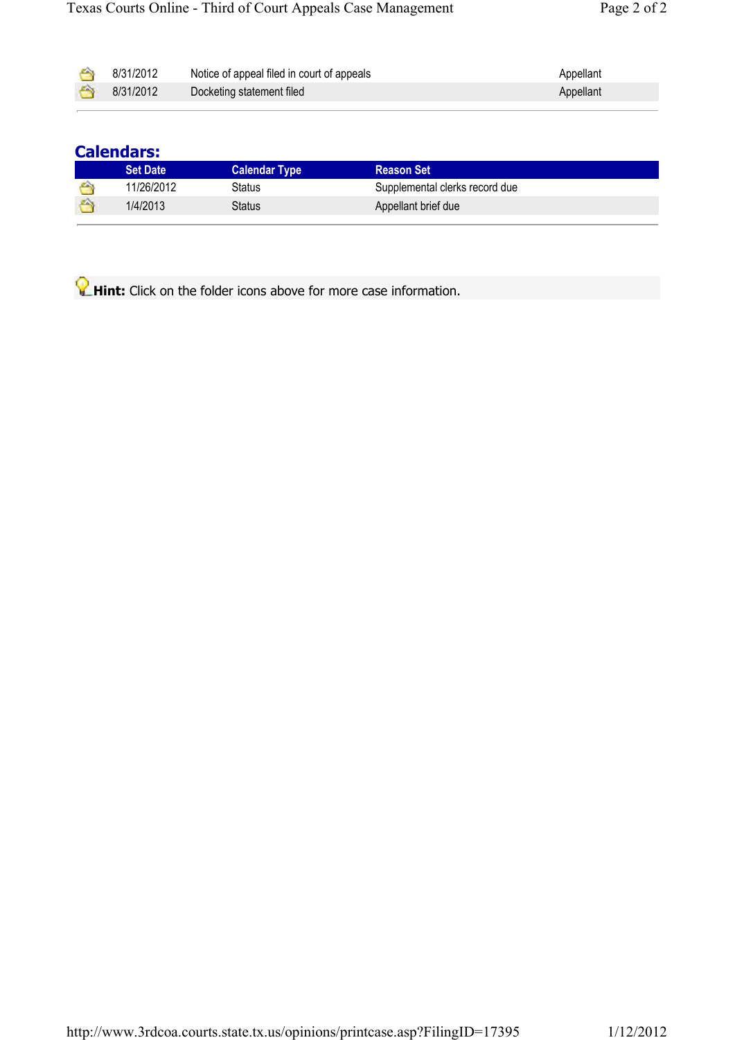| | | | |
|---|---|---|---|
| | 8/31/2012 | Notice of appeal filed in court of appeals | Appellant |
| | 8/31/2012 | Docketing statement filed | Appellant |

## Calendars:

| | Set Date | Calendar Type | Reason Set |
|---|---|---|---|
| | 11/26/2012 | Status | Supplemental clerks record due |
| | 1/4/2013 | Status | Appellant brief due |

**Hint:** Click on the folder icons above for more case information.